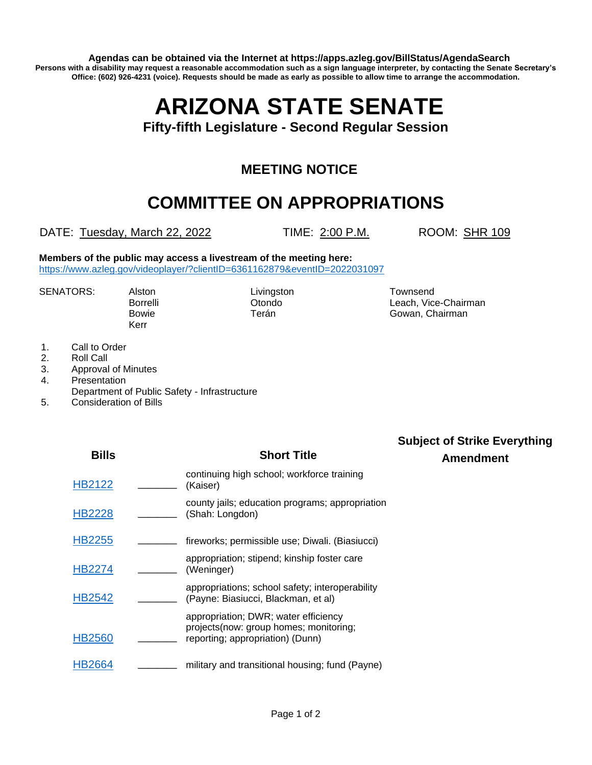**Agendas can be obtained via the Internet at https://apps.azleg.gov/BillStatus/AgendaSearch**
**Persons with a disability may request a reasonable accommodation such as a sign language interpreter, by contacting the Senate Secretary's Office: (602) 926-4231 (voice). Requests should be made as early as possible to allow time to arrange the accommodation.**

# ARIZONA STATE SENATE

### Fifty-fifth Legislature - Second Regular Session

## MEETING NOTICE

## COMMITTEE ON APPROPRIATIONS

DATE: Tuesday, March 22, 2022 TIME: 2:00 P.M. ROOM: SHR 109

**Members of the public may access a livestream of the meeting here:**
https://www.azleg.gov/videoplayer/?clientID=6361162879&eventID=2022031097

SENATORS: Alston, Borrelli, Bowie, Kerr, Livingston, Otondo, Terán, Townsend, Leach, Vice-Chairman, Gowan, Chairman

1. Call to Order
2. Roll Call
3. Approval of Minutes
4. Presentation
   Department of Public Safety - Infrastructure
5. Consideration of Bills

| Bills | | Short Title | Subject of Strike Everything Amendment |
|---|---|---|---|
| HB2122 | _______ | continuing high school; workforce training (Kaiser) | |
| HB2228 | _______ | county jails; education programs; appropriation (Shah: Longdon) | |
| HB2255 | _______ | fireworks; permissible use; Diwali. (Biasiucci) | |
| HB2274 | _______ | appropriation; stipend; kinship foster care (Weninger) | |
| HB2542 | _______ | appropriations; school safety; interoperability (Payne: Biasiucci, Blackman, et al) | |
| HB2560 | _______ | appropriation; DWR; water efficiency projects(now: group homes; monitoring; reporting; appropriation) (Dunn) | |
| HB2664 | _______ | military and transitional housing; fund (Payne) | |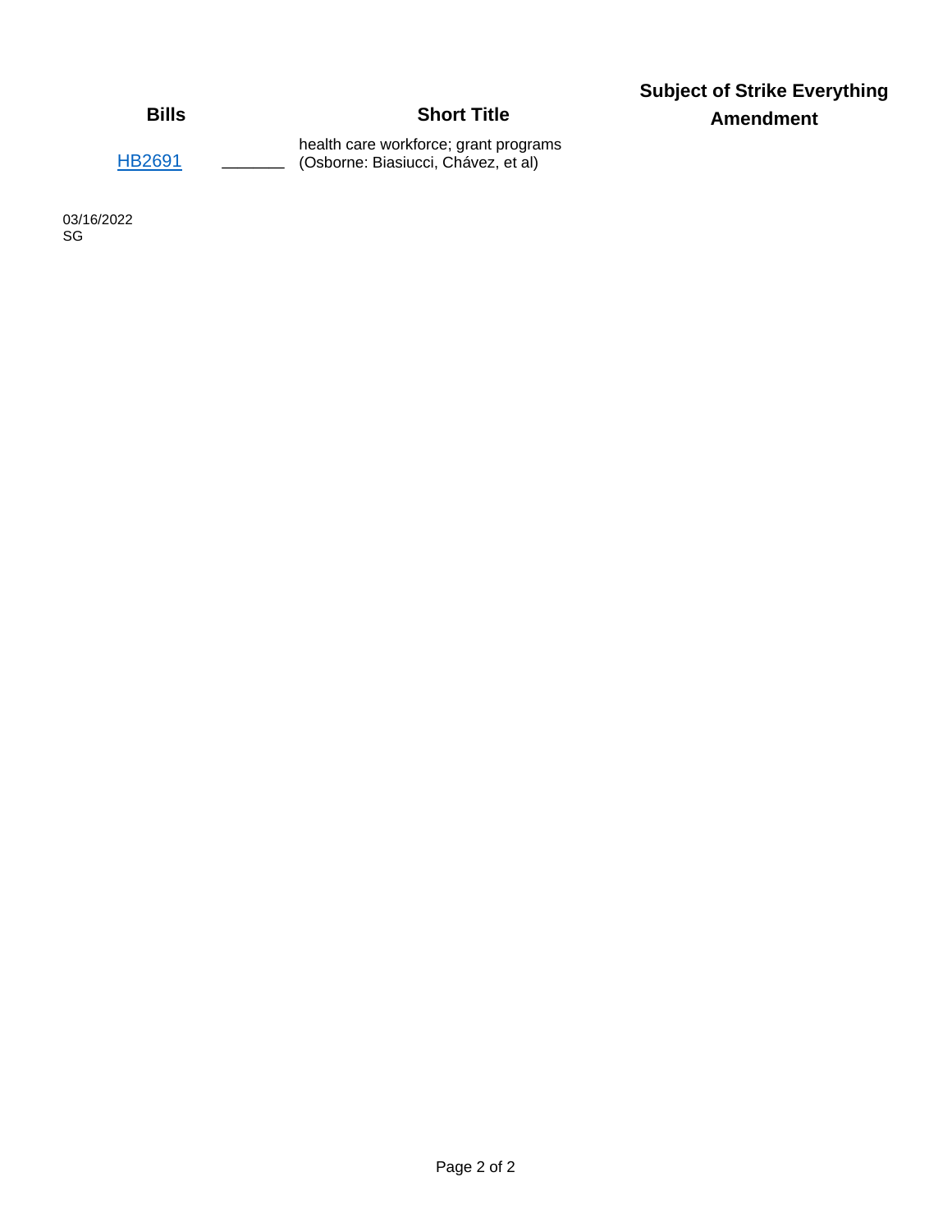| Bills | | Short Title | Subject of Strike Everything Amendment |
|---|---|---|---|
| HB2691 | _______ | health care workforce; grant programs (Osborne: Biasiucci, Chávez, et al) | |

03/16/2022
SG